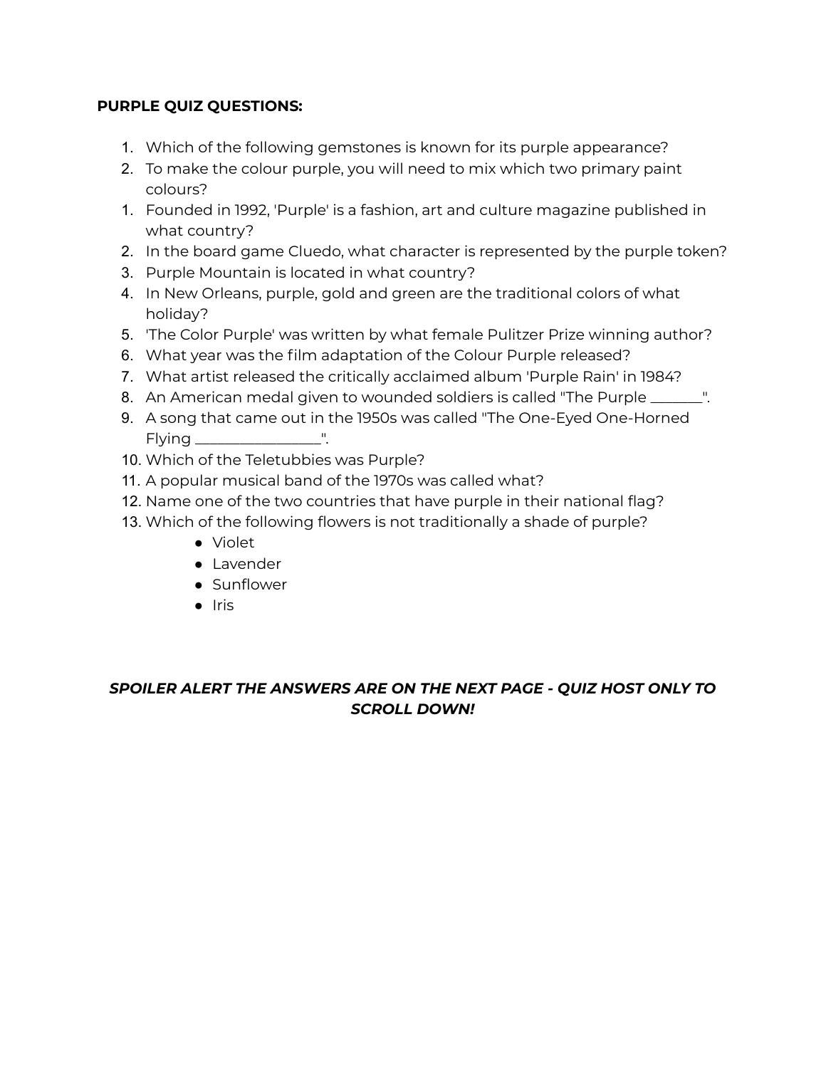**PURPLE QUIZ QUESTIONS:**

1. Which of the following gemstones is known for its purple appearance?
2. To make the colour purple, you will need to mix which two primary paint colours?
1. Founded in 1992, 'Purple' is a fashion, art and culture magazine published in what country?
2. In the board game Cluedo, what character is represented by the purple token?
3. Purple Mountain is located in what country?
4. In New Orleans, purple, gold and green are the traditional colors of what holiday?
5. 'The Color Purple' was written by what female Pulitzer Prize winning author?
6. What year was the film adaptation of the Colour Purple released?
7. What artist released the critically acclaimed album 'Purple Rain' in 1984?
8. An American medal given to wounded soldiers is called "The Purple _______".
9. A song that came out in the 1950s was called "The One-Eyed One-Horned Flying ________________".
10. Which of the Teletubbies was Purple?
11. A popular musical band of the 1970s was called what?
12. Name one of the two countries that have purple in their national flag?
13. Which of the following flowers is not traditionally a shade of purple?
    - Violet
    - Lavender
    - Sunflower
    - Iris

***SPOILER ALERT THE ANSWERS ARE ON THE NEXT PAGE - QUIZ HOST ONLY TO SCROLL DOWN!***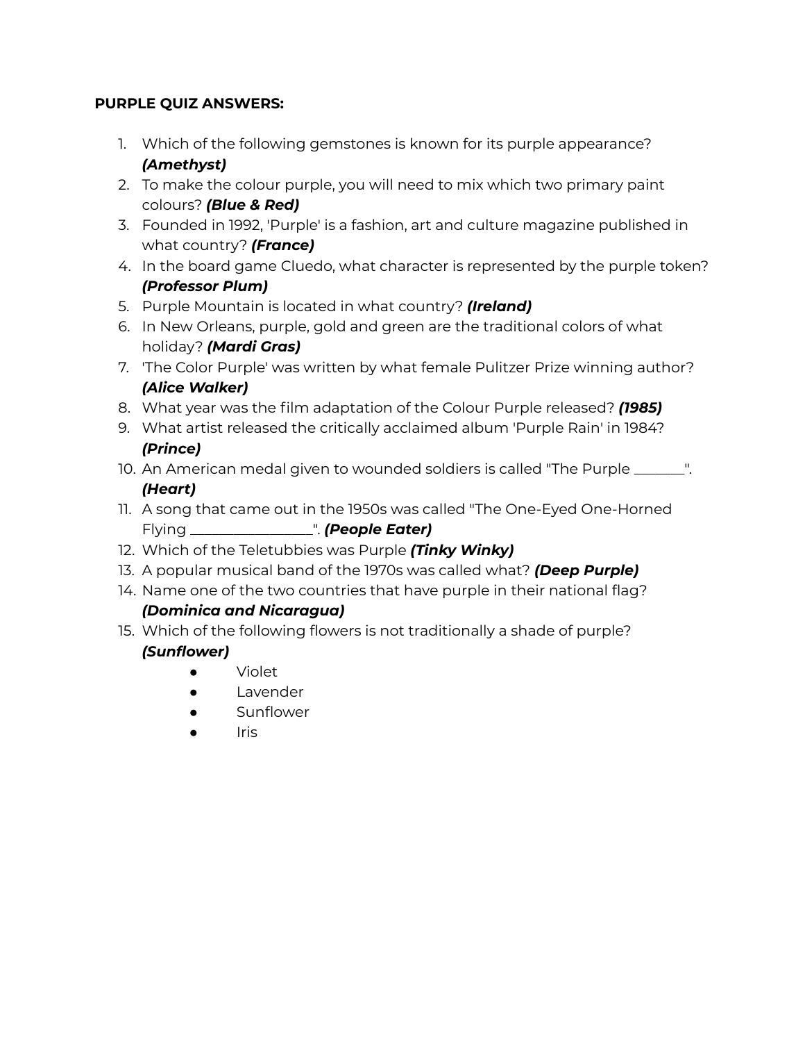**PURPLE QUIZ ANSWERS:**

1. Which of the following gemstones is known for its purple appearance? ***(Amethyst)***
2. To make the colour purple, you will need to mix which two primary paint colours? ***(Blue & Red)***
3. Founded in 1992, 'Purple' is a fashion, art and culture magazine published in what country? ***(France)***
4. In the board game Cluedo, what character is represented by the purple token? ***(Professor Plum)***
5. Purple Mountain is located in what country? ***(Ireland)***
6. In New Orleans, purple, gold and green are the traditional colors of what holiday? ***(Mardi Gras)***
7. 'The Color Purple' was written by what female Pulitzer Prize winning author? ***(Alice Walker)***
8. What year was the film adaptation of the Colour Purple released? ***(1985)***
9. What artist released the critically acclaimed album 'Purple Rain' in 1984? ***(Prince)***
10. An American medal given to wounded soldiers is called "The Purple _______". ***(Heart)***
11. A song that came out in the 1950s was called "The One-Eyed One-Horned Flying ________________". ***(People Eater)***
12. Which of the Teletubbies was Purple ***(Tinky Winky)***
13. A popular musical band of the 1970s was called what? ***(Deep Purple)***
14. Name one of the two countries that have purple in their national flag? ***(Dominica and Nicaragua)***
15. Which of the following flowers is not traditionally a shade of purple? ***(Sunflower)***
    - Violet
    - Lavender
    - Sunflower
    - Iris